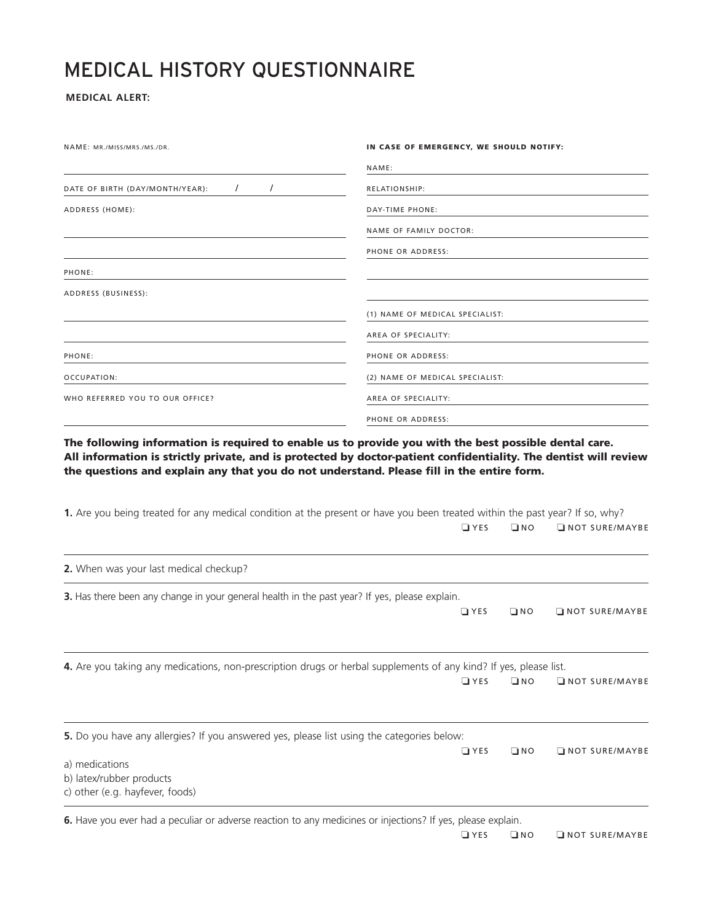# MEDICAL HISTORY QUESTIONNAIRE

**MEDICAL ALERT:**

NAME: MR./MISS/MRS./MS./DR.

DATE OF BIRTH (DAY/MONTH/YEAR): / /

ADDRESS (HOME):

PHONE:

ADDRESS (BUSINESS):

PHONE:

OCCUPATION:

WHO REFERRED YOU TO OUR OFFICE?

**IN CASE OF EMERGENCY, WE SHOULD NOTIFY:**

NAME:

RELATIONSHIP:

DAY-TIME PHONE:

NAME OF FAMILY DOCTOR:

PHONE OR ADDRESS:

(1) NAME OF MEDICAL SPECIALIST:

AREA OF SPECIALITY:

PHONE OR ADDRESS:

(2) NAME OF MEDICAL SPECIALIST:

AREA OF SPECIALITY:

PHONE OR ADDRESS:

**The following information is required to enable us to provide you with the best possible dental care. All information is strictly private, and is protected by doctor-patient confidentiality. The dentist will review the questions and explain any that you do not understand. Please fill in the entire form.**

**1.** Are you being treated for any medical condition at the present or have you been treated within the past year? If so, why?

❑ YES ❑ NO ❑ NOT SURE/MAYBE

**2.** When was your last medical checkup?

**3.** Has there been any change in your general health in the past year? If yes, please explain.

❑ YES ❑ NO ❑ NOT SURE/MAYBE

**4.** Are you taking any medications, non-prescription drugs or herbal supplements of any kind? If yes, please list.

❑ YES ❑ NO ❑ NOT SURE/MAYBE

**5.** Do you have any allergies? If you answered yes, please list using the categories below:

❑ YES ❑ NO ❑ NOT SURE/MAYBE

a) medications
b) latex/rubber products
c) other (e.g. hayfever, foods)

**6.** Have you ever had a peculiar or adverse reaction to any medicines or injections? If yes, please explain.

❑ YES ❑ NO ❑ NOT SURE/MAYBE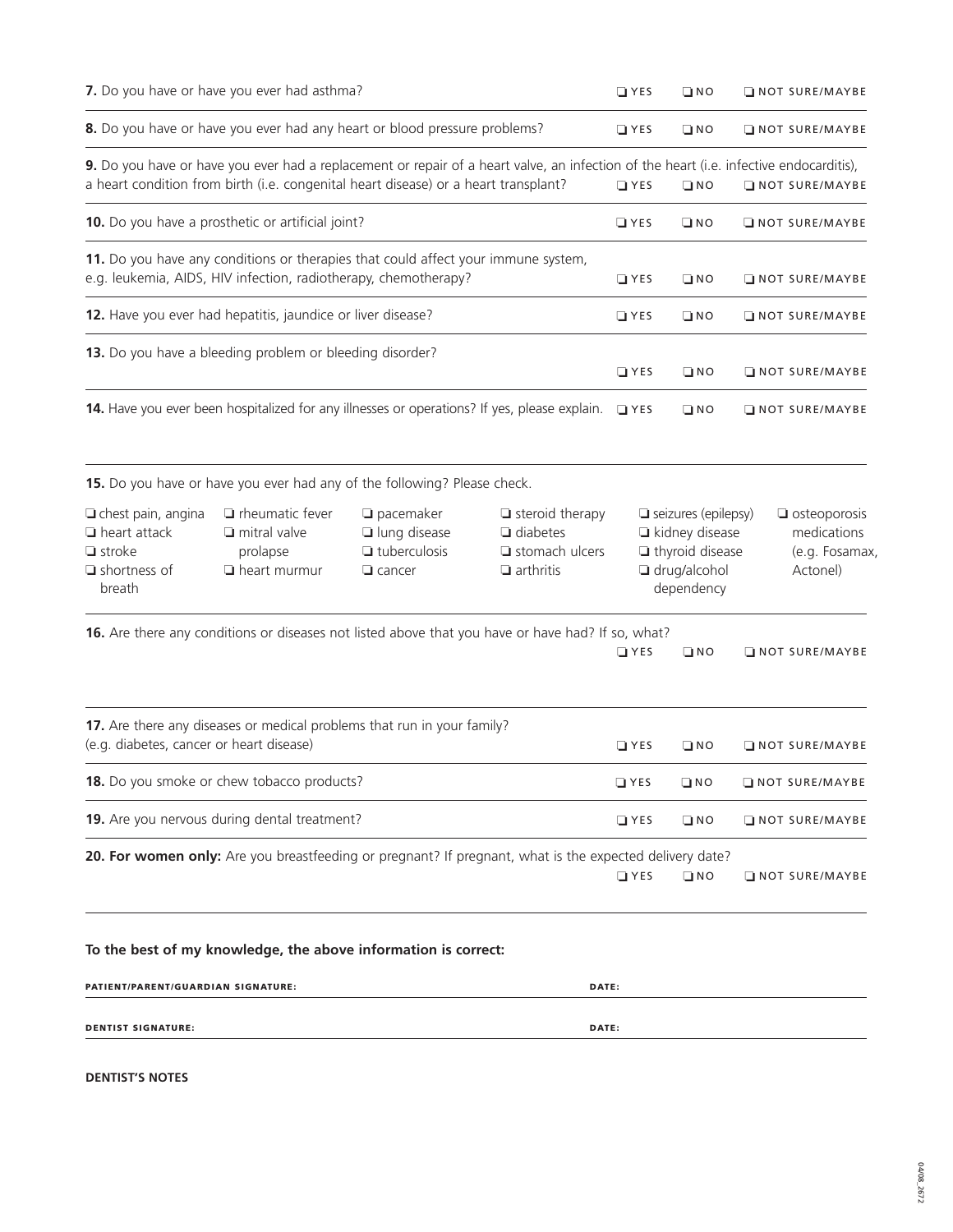**7.** Do you have or have you ever had asthma? ❑ YES ❑ NO ❑ NOT SURE/MAYBE

**8.** Do you have or have you ever had any heart or blood pressure problems? ❑ YES ❑ NO ❑ NOT SURE/MAYBE

**9.** Do you have or have you ever had a replacement or repair of a heart valve, an infection of the heart (i.e. infective endocarditis), a heart condition from birth (i.e. congenital heart disease) or a heart transplant? ❑ YES ❑ NO ❑ NOT SURE/MAYBE

**10.** Do you have a prosthetic or artificial joint? ❑ YES ❑ NO ❑ NOT SURE/MAYBE

**11.** Do you have any conditions or therapies that could affect your immune system, e.g. leukemia, AIDS, HIV infection, radiotherapy, chemotherapy? ❑ YES ❑ NO ❑ NOT SURE/MAYBE

**12.** Have you ever had hepatitis, jaundice or liver disease? ❑ YES ❑ NO ❑ NOT SURE/MAYBE

**13.** Do you have a bleeding problem or bleeding disorder? ❑ YES ❑ NO ❑ NOT SURE/MAYBE

**14.** Have you ever been hospitalized for any illnesses or operations? If yes, please explain. ❑ YES ❑ NO ❑ NOT SURE/MAYBE

**15.** Do you have or have you ever had any of the following? Please check.

| | | | | | |
|---|---|---|---|---|---|
| ❑ chest pain, angina | ❑ rheumatic fever | ❑ pacemaker | ❑ steroid therapy | ❑ seizures (epilepsy) | ❑ osteoporosis medications (e.g. Fosamax, Actonel) |
| ❑ heart attack | ❑ mitral valve prolapse | ❑ lung disease | ❑ diabetes | ❑ kidney disease | |
| ❑ stroke | ❑ heart murmur | ❑ tuberculosis | ❑ stomach ulcers | ❑ thyroid disease | |
| ❑ shortness of breath | | ❑ cancer | ❑ arthritis | ❑ drug/alcohol dependency | |

**16.** Are there any conditions or diseases not listed above that you have or have had? If so, what? ❑ YES ❑ NO ❑ NOT SURE/MAYBE

**17.** Are there any diseases or medical problems that run in your family? (e.g. diabetes, cancer or heart disease) ❑ YES ❑ NO ❑ NOT SURE/MAYBE

**18.** Do you smoke or chew tobacco products? ❑ YES ❑ NO ❑ NOT SURE/MAYBE

**19.** Are you nervous during dental treatment? ❑ YES ❑ NO ❑ NOT SURE/MAYBE

**20. For women only:** Are you breastfeeding or pregnant? If pregnant, what is the expected delivery date? ❑ YES ❑ NO ❑ NOT SURE/MAYBE

**To the best of my knowledge, the above information is correct:**

**PATIENT/PARENT/GUARDIAN SIGNATURE:** **DATE:**

**DENTIST SIGNATURE:** **DATE:**

**DENTIST'S NOTES**

04/08_2672